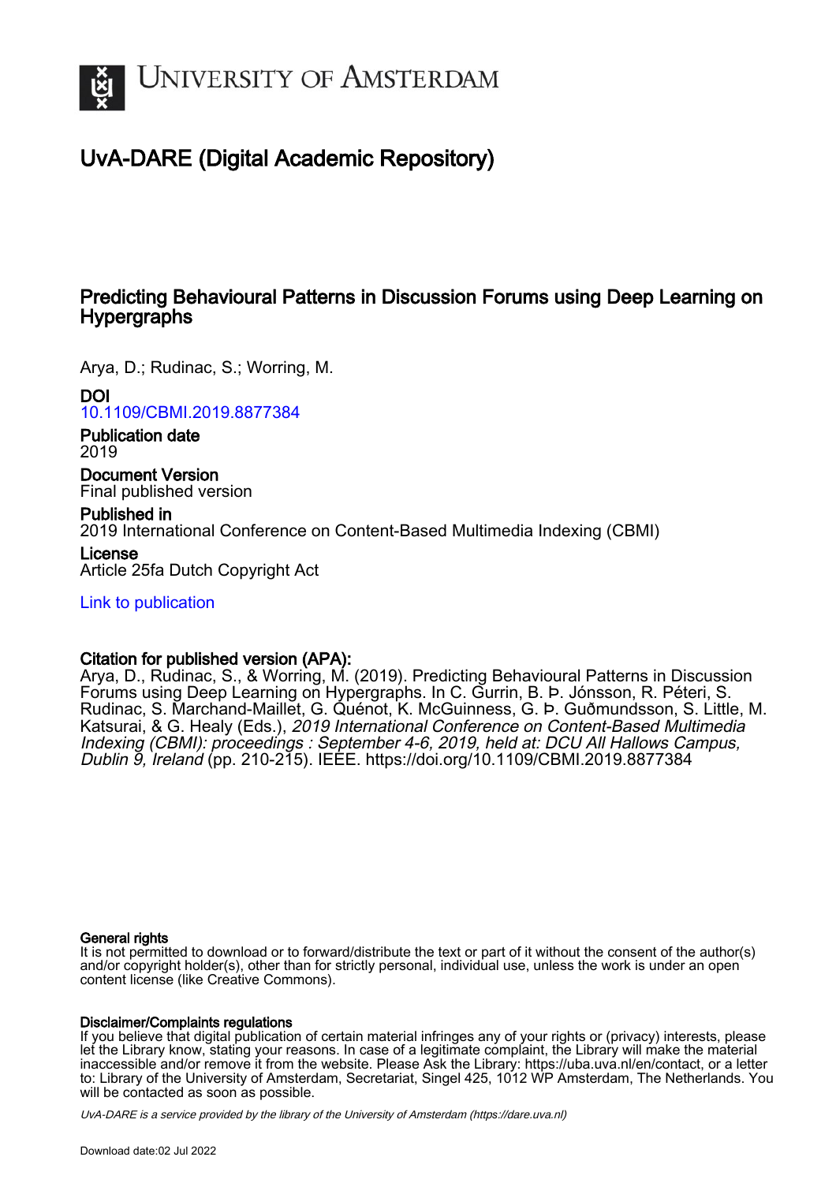UNIVERSITY OF AMSTERDAM

# UvA-DARE (Digital Academic Repository)

## Predicting Behavioural Patterns in Discussion Forums using Deep Learning on Hypergraphs

Arya, D.; Rudinac, S.; Worring, M.

**DOI**
10.1109/CBMI.2019.8877384

**Publication date**
2019

**Document Version**
Final published version

**Published in**
2019 International Conference on Content-Based Multimedia Indexing (CBMI)

**License**
Article 25fa Dutch Copyright Act

Link to publication

**Citation for published version (APA):**
Arya, D., Rudinac, S., & Worring, M. (2019). Predicting Behavioural Patterns in Discussion Forums using Deep Learning on Hypergraphs. In C. Gurrin, B. Þ. Jónsson, R. Péteri, S. Rudinac, S. Marchand-Maillet, G. Quénot, K. McGuinness, G. Þ. Guðmundsson, S. Little, M. Katsurai, & G. Healy (Eds.), *2019 International Conference on Content-Based Multimedia Indexing (CBMI): proceedings : September 4-6, 2019, held at: DCU All Hallows Campus, Dublin 9, Ireland* (pp. 210-215). IEEE. https://doi.org/10.1109/CBMI.2019.8877384

**General rights**
It is not permitted to download or to forward/distribute the text or part of it without the consent of the author(s) and/or copyright holder(s), other than for strictly personal, individual use, unless the work is under an open content license (like Creative Commons).

**Disclaimer/Complaints regulations**
If you believe that digital publication of certain material infringes any of your rights or (privacy) interests, please let the Library know, stating your reasons. In case of a legitimate complaint, the Library will make the material inaccessible and/or remove it from the website. Please Ask the Library: https://uba.uva.nl/en/contact, or a letter to: Library of the University of Amsterdam, Secretariat, Singel 425, 1012 WP Amsterdam, The Netherlands. You will be contacted as soon as possible.

*UvA-DARE is a service provided by the library of the University of Amsterdam (https://dare.uva.nl)*

Download date:02 Jul 2022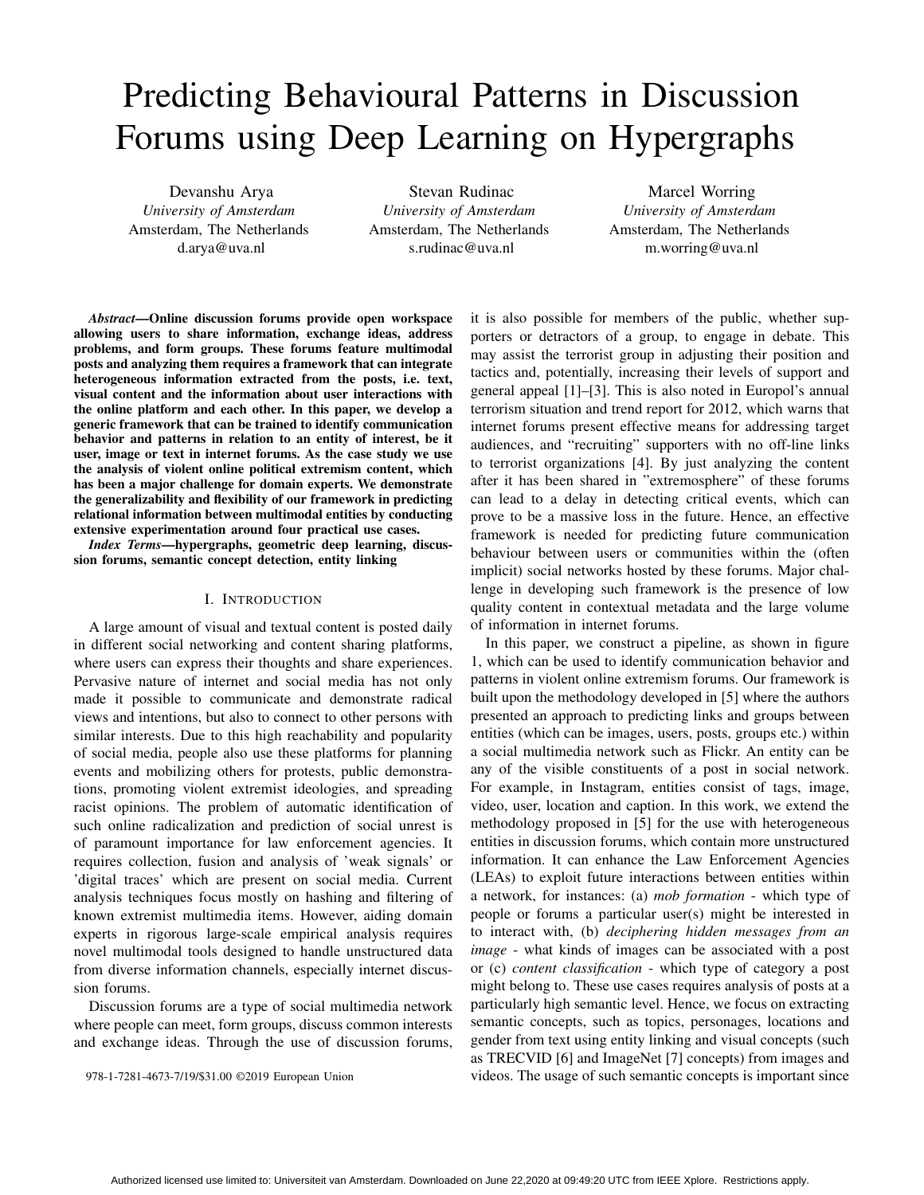# Predicting Behavioural Patterns in Discussion Forums using Deep Learning on Hypergraphs

Devanshu Arya
*University of Amsterdam*
Amsterdam, The Netherlands
d.arya@uva.nl

Stevan Rudinac
*University of Amsterdam*
Amsterdam, The Netherlands
s.rudinac@uva.nl

Marcel Worring
*University of Amsterdam*
Amsterdam, The Netherlands
m.worring@uva.nl

***Abstract*—Online discussion forums provide open workspace allowing users to share information, exchange ideas, address problems, and form groups. These forums feature multimodal posts and analyzing them requires a framework that can integrate heterogeneous information extracted from the posts, i.e. text, visual content and the information about user interactions with the online platform and each other. In this paper, we develop a generic framework that can be trained to identify communication behavior and patterns in relation to an entity of interest, be it user, image or text in internet forums. As the case study we use the analysis of violent online political extremism content, which has been a major challenge for domain experts. We demonstrate the generalizability and flexibility of our framework in predicting relational information between multimodal entities by conducting extensive experimentation around four practical use cases.**

***Index Terms*—hypergraphs, geometric deep learning, discussion forums, semantic concept detection, entity linking**

## I. Introduction

A large amount of visual and textual content is posted daily in different social networking and content sharing platforms, where users can express their thoughts and share experiences. Pervasive nature of internet and social media has not only made it possible to communicate and demonstrate radical views and intentions, but also to connect to other persons with similar interests. Due to this high reachability and popularity of social media, people also use these platforms for planning events and mobilizing others for protests, public demonstrations, promoting violent extremist ideologies, and spreading racist opinions. The problem of automatic identification of such online radicalization and prediction of social unrest is of paramount importance for law enforcement agencies. It requires collection, fusion and analysis of 'weak signals' or 'digital traces' which are present on social media. Current analysis techniques focus mostly on hashing and filtering of known extremist multimedia items. However, aiding domain experts in rigorous large-scale empirical analysis requires novel multimodal tools designed to handle unstructured data from diverse information channels, especially internet discussion forums.

Discussion forums are a type of social multimedia network where people can meet, form groups, discuss common interests and exchange ideas. Through the use of discussion forums, it is also possible for members of the public, whether supporters or detractors of a group, to engage in debate. This may assist the terrorist group in adjusting their position and tactics and, potentially, increasing their levels of support and general appeal [1]–[3]. This is also noted in Europol's annual terrorism situation and trend report for 2012, which warns that internet forums present effective means for addressing target audiences, and "recruiting" supporters with no off-line links to terrorist organizations [4]. By just analyzing the content after it has been shared in "extremosphere" of these forums can lead to a delay in detecting critical events, which can prove to be a massive loss in the future. Hence, an effective framework is needed for predicting future communication behaviour between users or communities within the (often implicit) social networks hosted by these forums. Major challenge in developing such framework is the presence of low quality content in contextual metadata and the large volume of information in internet forums.

In this paper, we construct a pipeline, as shown in figure 1, which can be used to identify communication behavior and patterns in violent online extremism forums. Our framework is built upon the methodology developed in [5] where the authors presented an approach to predicting links and groups between entities (which can be images, users, posts, groups etc.) within a social multimedia network such as Flickr. An entity can be any of the visible constituents of a post in social network. For example, in Instagram, entities consist of tags, image, video, user, location and caption. In this work, we extend the methodology proposed in [5] for the use with heterogeneous entities in discussion forums, which contain more unstructured information. It can enhance the Law Enforcement Agencies (LEAs) to exploit future interactions between entities within a network, for instances: (a) *mob formation* - which type of people or forums a particular user(s) might be interested in to interact with, (b) *deciphering hidden messages from an image* - what kinds of images can be associated with a post or (c) *content classification* - which type of category a post might belong to. These use cases requires analysis of posts at a particularly high semantic level. Hence, we focus on extracting semantic concepts, such as topics, personages, locations and gender from text using entity linking and visual concepts (such as TRECVID [6] and ImageNet [7] concepts) from images and videos. The usage of such semantic concepts is important since

978-1-7281-4673-7/19/$31.00 ©2019 European Union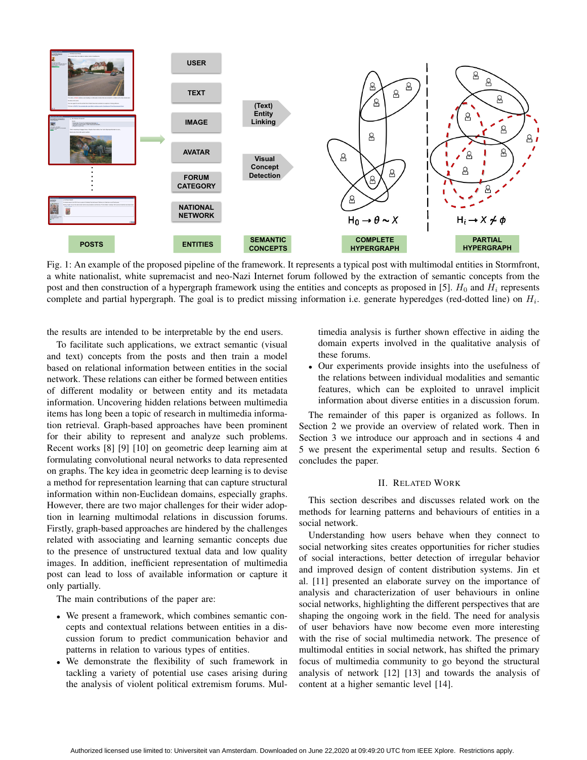Fig. 1: An example of the proposed pipeline of the framework. It represents a typical post with multimodal entities in Stormfront, a white nationalist, white supremacist and neo-Nazi Internet forum followed by the extraction of semantic concepts from the post and then construction of a hypergraph framework using the entities and concepts as proposed in [5]. $H_0$ and $H_i$ represents complete and partial hypergraph. The goal is to predict missing information i.e. generate hyperedges (red-dotted line) on $H_i$.

the results are intended to be interpretable by the end users.

To facilitate such applications, we extract semantic (visual and text) concepts from the posts and then train a model based on relational information between entities in the social network. These relations can either be formed between entities of different modality or between entity and its metadata information. Uncovering hidden relations between multimedia items has long been a topic of research in multimedia information retrieval. Graph-based approaches have been prominent for their ability to represent and analyze such problems. Recent works [8] [9] [10] on geometric deep learning aim at formulating convolutional neural networks to data represented on graphs. The key idea in geometric deep learning is to devise a method for representation learning that can capture structural information within non-Euclidean domains, especially graphs. However, there are two major challenges for their wider adoption in learning multimodal relations in discussion forums. Firstly, graph-based approaches are hindered by the challenges related with associating and learning semantic concepts due to the presence of unstructured textual data and low quality images. In addition, inefficient representation of multimedia post can lead to loss of available information or capture it only partially.

The main contributions of the paper are:

- We present a framework, which combines semantic concepts and contextual relations between entities in a discussion forum to predict communication behavior and patterns in relation to various types of entities.
- We demonstrate the flexibility of such framework in tackling a variety of potential use cases arising during the analysis of violent political extremism forums. Multimedia analysis is further shown effective in aiding the domain experts involved in the qualitative analysis of these forums.
- Our experiments provide insights into the usefulness of the relations between individual modalities and semantic features, which can be exploited to unravel implicit information about diverse entities in a discussion forum.

The remainder of this paper is organized as follows. In Section 2 we provide an overview of related work. Then in Section 3 we introduce our approach and in sections 4 and 5 we present the experimental setup and results. Section 6 concludes the paper.

## II. Related Work

This section describes and discusses related work on the methods for learning patterns and behaviours of entities in a social network.

Understanding how users behave when they connect to social networking sites creates opportunities for richer studies of social interactions, better detection of irregular behavior and improved design of content distribution systems. Jin et al. [11] presented an elaborate survey on the importance of analysis and characterization of user behaviours in online social networks, highlighting the different perspectives that are shaping the ongoing work in the field. The need for analysis of user behaviors have now become even more interesting with the rise of social multimedia network. The presence of multimodal entities in social network, has shifted the primary focus of multimedia community to go beyond the structural analysis of network [12] [13] and towards the analysis of content at a higher semantic level [14].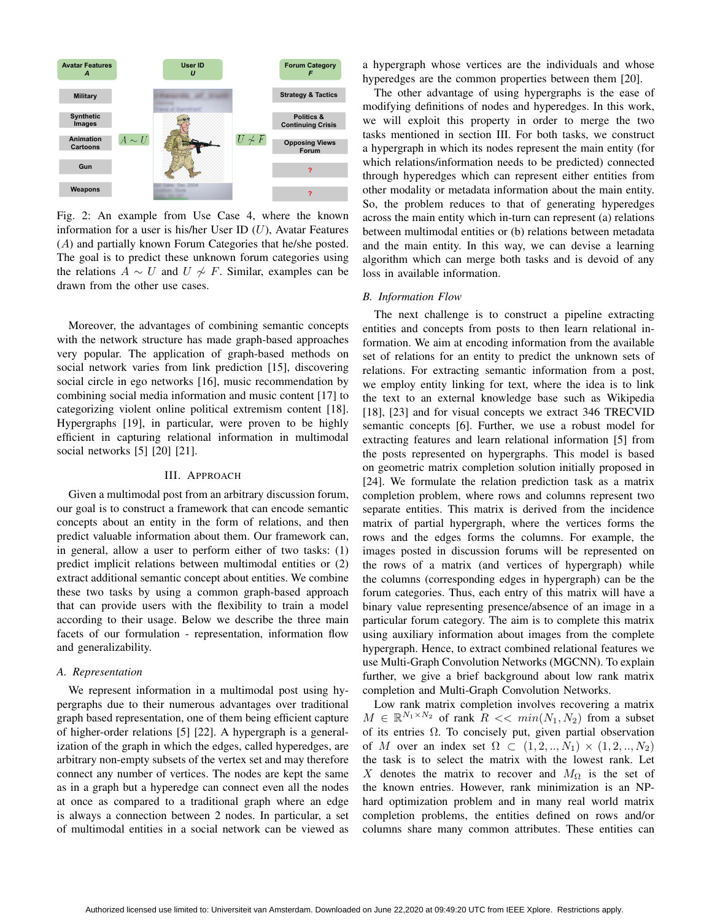Fig. 2: An example from Use Case 4, where the known information for a user is his/her User ID ($U$), Avatar Features ($A$) and partially known Forum Categories that he/she posted. The goal is to predict these unknown forum categories using the relations $A \sim U$ and $U \nsim F$. Similar, examples can be drawn from the other use cases.

Moreover, the advantages of combining semantic concepts with the network structure has made graph-based approaches very popular. The application of graph-based methods on social network varies from link prediction [15], discovering social circle in ego networks [16], music recommendation by combining social media information and music content [17] to categorizing violent online political extremism content [18]. Hypergraphs [19], in particular, were proven to be highly efficient in capturing relational information in multimodal social networks [5] [20] [21].

## III. Approach

Given a multimodal post from an arbitrary discussion forum, our goal is to construct a framework that can encode semantic concepts about an entity in the form of relations, and then predict valuable information about them. Our framework can, in general, allow a user to perform either of two tasks: (1) predict implicit relations between multimodal entities or (2) extract additional semantic concept about entities. We combine these two tasks by using a common graph-based approach that can provide users with the flexibility to train a model according to their usage. Below we describe the three main facets of our formulation - representation, information flow and generalizability.

### A. Representation

We represent information in a multimodal post using hypergraphs due to their numerous advantages over traditional graph based representation, one of them being efficient capture of higher-order relations [5] [22]. A hypergraph is a generalization of the graph in which the edges, called hyperedges, are arbitrary non-empty subsets of the vertex set and may therefore connect any number of vertices. The nodes are kept the same as in a graph but a hyperedge can connect even all the nodes at once as compared to a traditional graph where an edge is always a connection between 2 nodes. In particular, a set of multimodal entities in a social network can be viewed as a hypergraph whose vertices are the individuals and whose hyperedges are the common properties between them [20].

The other advantage of using hypergraphs is the ease of modifying definitions of nodes and hyperedges. In this work, we will exploit this property in order to merge the two tasks mentioned in section III. For both tasks, we construct a hypergraph in which its nodes represent the main entity (for which relations/information needs to be predicted) connected through hyperedges which can represent either entities from other modality or metadata information about the main entity. So, the problem reduces to that of generating hyperedges across the main entity which in-turn can represent (a) relations between multimodal entities or (b) relations between metadata and the main entity. In this way, we can devise a learning algorithm which can merge both tasks and is devoid of any loss in available information.

### B. Information Flow

The next challenge is to construct a pipeline extracting entities and concepts from posts to then learn relational information. We aim at encoding information from the available set of relations for an entity to predict the unknown sets of relations. For extracting semantic information from a post, we employ entity linking for text, where the idea is to link the text to an external knowledge base such as Wikipedia [18], [23] and for visual concepts we extract 346 TRECVID semantic concepts [6]. Further, we use a robust model for extracting features and learn relational information [5] from the posts represented on hypergraphs. This model is based on geometric matrix completion solution initially proposed in [24]. We formulate the relation prediction task as a matrix completion problem, where rows and columns represent two separate entities. This matrix is derived from the incidence matrix of partial hypergraph, where the vertices forms the rows and the edges forms the columns. For example, the images posted in discussion forums will be represented on the rows of a matrix (and vertices of hypergraph) while the columns (corresponding edges in hypergraph) can be the forum categories. Thus, each entry of this matrix will have a binary value representing presence/absence of an image in a particular forum category. The aim is to complete this matrix using auxiliary information about images from the complete hypergraph. Hence, to extract combined relational features we use Multi-Graph Convolution Networks (MGCNN). To explain further, we give a brief background about low rank matrix completion and Multi-Graph Convolution Networks.

Low rank matrix completion involves recovering a matrix $M \in \mathbb{R}^{N_1 \times N_2}$ of rank $R << min(N_1, N_2)$ from a subset of its entries $\Omega$. To concisely put, given partial observation of $M$ over an index set $\Omega \subset (1, 2, .., N_1) \times (1, 2, .., N_2)$ the task is to select the matrix with the lowest rank. Let $X$ denotes the matrix to recover and $M_\Omega$ is the set of the known entries. However, rank minimization is an NP-hard optimization problem and in many real world matrix completion problems, the entities defined on rows and/or columns share many common attributes. These entities can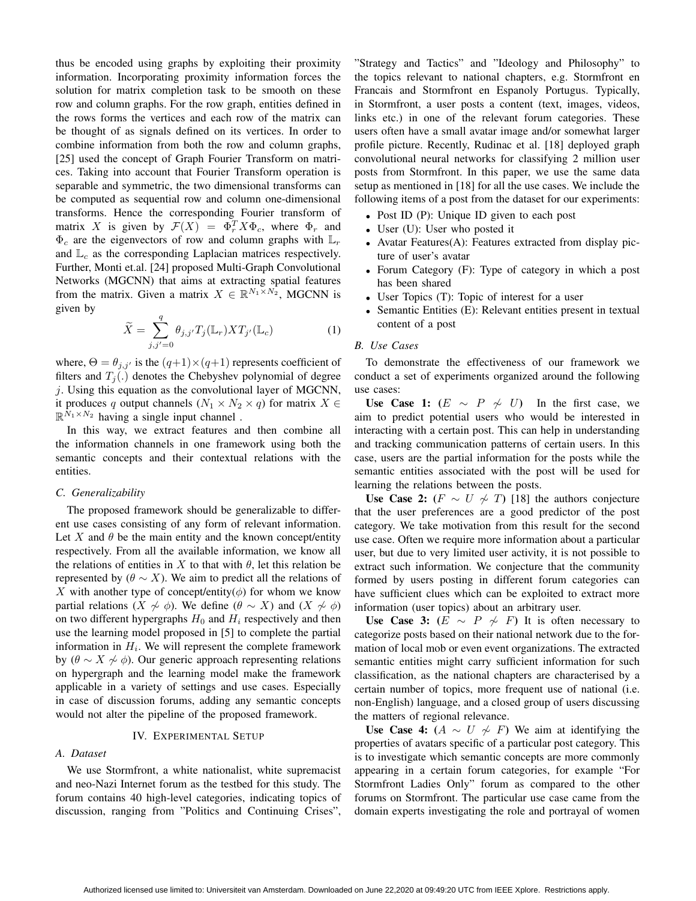thus be encoded using graphs by exploiting their proximity information. Incorporating proximity information forces the solution for matrix completion task to be smooth on these row and column graphs. For the row graph, entities defined in the rows forms the vertices and each row of the matrix can be thought of as signals defined on its vertices. In order to combine information from both the row and column graphs, [25] used the concept of Graph Fourier Transform on matrices. Taking into account that Fourier Transform operation is separable and symmetric, the two dimensional transforms can be computed as sequential row and column one-dimensional transforms. Hence the corresponding Fourier transform of matrix $X$ is given by $\mathcal{F}(X) = \Phi_r^T X \Phi_c$, where $\Phi_r$ and $\Phi_c$ are the eigenvectors of row and column graphs with $\mathbb{L}_r$ and $\mathbb{L}_c$ as the corresponding Laplacian matrices respectively. Further, Monti et.al. [24] proposed Multi-Graph Convolutional Networks (MGCNN) that aims at extracting spatial features from the matrix. Given a matrix $X \in \mathbb{R}^{N_1 \times N_2}$, MGCNN is given by

$$\widetilde{X} = \sum_{j,j'=0}^{q} \theta_{j,j'} T_j(\mathbb{L}_r) X T_{j'}(\mathbb{L}_c) \tag{1}$$

where, $\Theta = \theta_{j,j'}$ is the $(q+1)\times(q+1)$ represents coefficient of filters and $T_j(.)$ denotes the Chebyshev polynomial of degree $j$. Using this equation as the convolutional layer of MGCNN, it produces $q$ output channels $(N_1 \times N_2 \times q)$ for matrix $X \in \mathbb{R}^{N_1 \times N_2}$ having a single input channel .

In this way, we extract features and then combine all the information channels in one framework using both the semantic concepts and their contextual relations with the entities.

### C. Generalizability

The proposed framework should be generalizable to different use cases consisting of any form of relevant information. Let $X$ and $\theta$ be the main entity and the known concept/entity respectively. From all the available information, we know all the relations of entities in $X$ to that with $\theta$, let this relation be represented by $(\theta \sim X)$. We aim to predict all the relations of $X$ with another type of concept/entity($\phi$) for whom we know partial relations $(X \nsim \phi)$. We define $(\theta \sim X)$ and $(X \nsim \phi)$ on two different hypergraphs $H_0$ and $H_i$ respectively and then use the learning model proposed in [5] to complete the partial information in $H_i$. We will represent the complete framework by $(\theta \sim X \nsim \phi)$. Our generic approach representing relations on hypergraph and the learning model make the framework applicable in a variety of settings and use cases. Especially in case of discussion forums, adding any semantic concepts would not alter the pipeline of the proposed framework.

## IV. Experimental Setup

### A. Dataset

We use Stormfront, a white nationalist, white supremacist and neo-Nazi Internet forum as the testbed for this study. The forum contains 40 high-level categories, indicating topics of discussion, ranging from "Politics and Continuing Crises", "Strategy and Tactics" and "Ideology and Philosophy" to the topics relevant to national chapters, e.g. Stormfront en Francais and Stormfront en Espanoly Portugus. Typically, in Stormfront, a user posts a content (text, images, videos, links etc.) in one of the relevant forum categories. These users often have a small avatar image and/or somewhat larger profile picture. Recently, Rudinac et al. [18] deployed graph convolutional neural networks for classifying 2 million user posts from Stormfront. In this paper, we use the same data setup as mentioned in [18] for all the use cases. We include the following items of a post from the dataset for our experiments:

- Post ID (P): Unique ID given to each post
- User (U): User who posted it
- Avatar Features(A): Features extracted from display picture of user's avatar
- Forum Category (F): Type of category in which a post has been shared
- User Topics (T): Topic of interest for a user
- Semantic Entities (E): Relevant entities present in textual content of a post

### B. Use Cases

To demonstrate the effectiveness of our framework we conduct a set of experiments organized around the following use cases:

**Use Case 1: ($E \sim P \nsim U$)** In the first case, we aim to predict potential users who would be interested in interacting with a certain post. This can help in understanding and tracking communication patterns of certain users. In this case, users are the partial information for the posts while the semantic entities associated with the post will be used for learning the relations between the posts.

**Use Case 2: ($F \sim U \nsim T$)** [18] the authors conjecture that the user preferences are a good predictor of the post category. We take motivation from this result for the second use case. Often we require more information about a particular user, but due to very limited user activity, it is not possible to extract such information. We conjecture that the community formed by users posting in different forum categories can have sufficient clues which can be exploited to extract more information (user topics) about an arbitrary user.

**Use Case 3: ($E \sim P \nsim F$)** It is often necessary to categorize posts based on their national network due to the formation of local mob or even event organizations. The extracted semantic entities might carry sufficient information for such classification, as the national chapters are characterised by a certain number of topics, more frequent use of national (i.e. non-English) language, and a closed group of users discussing the matters of regional relevance.

**Use Case 4: ($A \sim U \nsim F$)** We aim at identifying the properties of avatars specific of a particular post category. This is to investigate which semantic concepts are more commonly appearing in a certain forum categories, for example "For Stormfront Ladies Only" forum as compared to the other forums on Stormfront. The particular use case came from the domain experts investigating the role and portrayal of women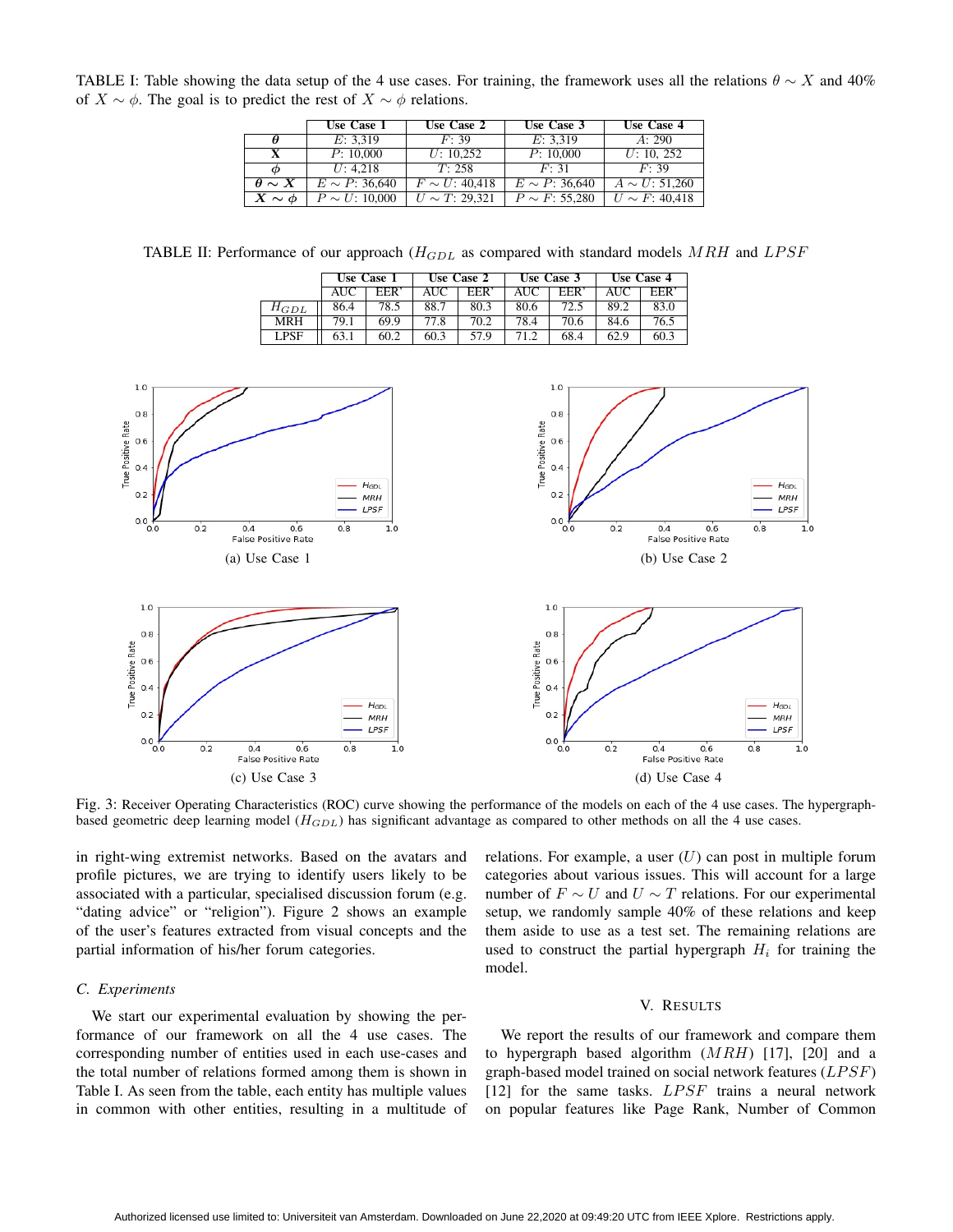TABLE I: Table showing the data setup of the 4 use cases. For training, the framework uses all the relations $\theta \sim X$ and 40% of $X \sim \phi$. The goal is to predict the rest of $X \sim \phi$ relations.

| | Use Case 1 | Use Case 2 | Use Case 3 | Use Case 4 |
|---|---|---|---|---|
| $\boldsymbol{\theta}$ | $E$: 3,319 | $F$: 39 | $E$: 3,319 | $A$: 290 |
| $\mathbf{X}$ | $P$: 10,000 | $U$: 10,252 | $P$: 10,000 | $U$: 10, 252 |
| $\boldsymbol{\phi}$ | $U$: 4,218 | $T$: 258 | $F$: 31 | $F$: 39 |
| $\boldsymbol{\theta \sim X}$ | $E \sim P$: 36,640 | $F \sim U$: 40,418 | $E \sim P$: 36,640 | $A \sim U$: 51,260 |
| $\boldsymbol{X \sim \phi}$ | $P \sim U$: 10,000 | $U \sim T$: 29,321 | $P \sim F$: 55,280 | $U \sim F$: 40,418 |

TABLE II: Performance of our approach ($H_{GDL}$ as compared with standard models $MRH$ and $LPSF$

| | Use Case 1 | | Use Case 2 | | Use Case 3 | | Use Case 4 | |
|---|---|---|---|---|---|---|---|---|
| | AUC | EER' | AUC | EER' | AUC | EER' | AUC | EER' |
| $H_{GDL}$ | 86.4 | 78.5 | 88.7 | 80.3 | 80.6 | 72.5 | 89.2 | 83.0 |
| MRH | 79.1 | 69.9 | 77.8 | 70.2 | 78.4 | 70.6 | 84.6 | 76.5 |
| LPSF | 63.1 | 60.2 | 60.3 | 57.9 | 71.2 | 68.4 | 62.9 | 60.3 |

(a) Use Case 1

(b) Use Case 2

(c) Use Case 3

(d) Use Case 4

Fig. 3: Receiver Operating Characteristics (ROC) curve showing the performance of the models on each of the 4 use cases. The hypergraph-based geometric deep learning model ($H_{GDL}$) has significant advantage as compared to other methods on all the 4 use cases.

in right-wing extremist networks. Based on the avatars and profile pictures, we are trying to identify users likely to be associated with a particular, specialised discussion forum (e.g. "dating advice" or "religion"). Figure 2 shows an example of the user's features extracted from visual concepts and the partial information of his/her forum categories.

### C. Experiments

We start our experimental evaluation by showing the performance of our framework on all the 4 use cases. The corresponding number of entities used in each use-cases and the total number of relations formed among them is shown in Table I. As seen from the table, each entity has multiple values in common with other entities, resulting in a multitude of relations. For example, a user ($U$) can post in multiple forum categories about various issues. This will account for a large number of $F \sim U$ and $U \sim T$ relations. For our experimental setup, we randomly sample 40% of these relations and keep them aside to use as a test set. The remaining relations are used to construct the partial hypergraph $H_i$ for training the model.

## V. Results

We report the results of our framework and compare them to hypergraph based algorithm ($MRH$) [17], [20] and a graph-based model trained on social network features ($LPSF$) [12] for the same tasks. $LPSF$ trains a neural network on popular features like Page Rank, Number of Common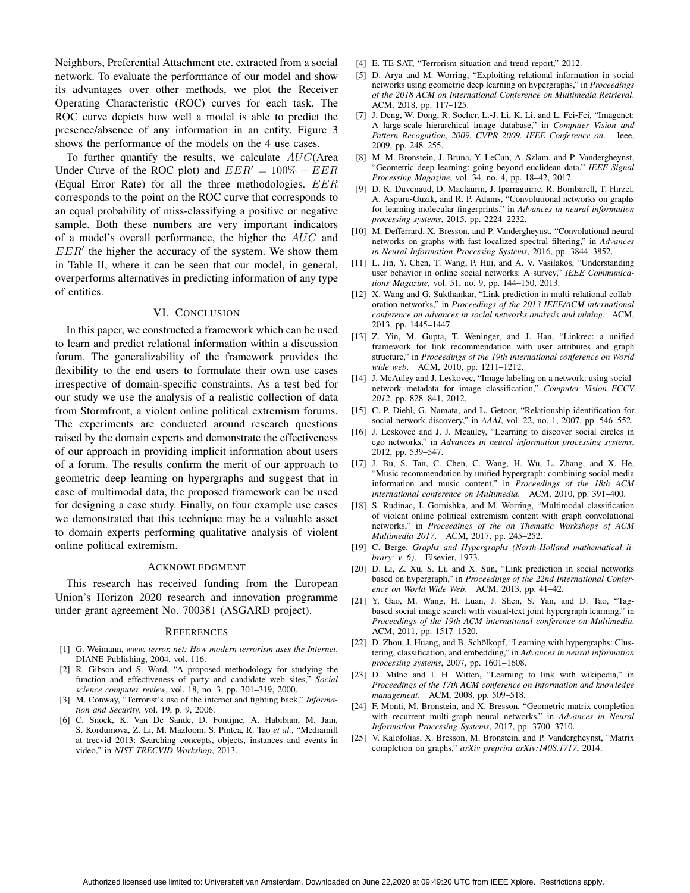Neighbors, Preferential Attachment etc. extracted from a social network. To evaluate the performance of our model and show its advantages over other methods, we plot the Receiver Operating Characteristic (ROC) curves for each task. The ROC curve depicts how well a model is able to predict the presence/absence of any information in an entity. Figure 3 shows the performance of the models on the 4 use cases.

To further quantify the results, we calculate $AUC$(Area Under Curve of the ROC plot) and $EER' = 100\% - EER$ (Equal Error Rate) for all the three methodologies. $EER$ corresponds to the point on the ROC curve that corresponds to an equal probability of miss-classifying a positive or negative sample. Both these numbers are very important indicators of a model's overall performance, the higher the $AUC$ and $EER'$ the higher the accuracy of the system. We show them in Table II, where it can be seen that our model, in general, overperforms alternatives in predicting information of any type of entities.

## VI. Conclusion

In this paper, we constructed a framework which can be used to learn and predict relational information within a discussion forum. The generalizability of the framework provides the flexibility to the end users to formulate their own use cases irrespective of domain-specific constraints. As a test bed for our study we use the analysis of a realistic collection of data from Stormfront, a violent online political extremism forums. The experiments are conducted around research questions raised by the domain experts and demonstrate the effectiveness of our approach in providing implicit information about users of a forum. The results confirm the merit of our approach to geometric deep learning on hypergraphs and suggest that in case of multimodal data, the proposed framework can be used for designing a case study. Finally, on four example use cases we demonstrated that this technique may be a valuable asset to domain experts performing qualitative analysis of violent online political extremism.

## Acknowledgment

This research has received funding from the European Union's Horizon 2020 research and innovation programme under grant agreement No. 700381 (ASGARD project).

## References

[1] G. Weimann, *www. terror. net: How modern terrorism uses the Internet*. DIANE Publishing, 2004, vol. 116.

[2] R. Gibson and S. Ward, "A proposed methodology for studying the function and effectiveness of party and candidate web sites," *Social science computer review*, vol. 18, no. 3, pp. 301–319, 2000.

[3] M. Conway, "Terrorist's use of the internet and fighting back," *Information and Security*, vol. 19, p. 9, 2006.

[6] C. Snoek, K. Van De Sande, D. Fontijne, A. Habibian, M. Jain, S. Kordumova, Z. Li, M. Mazloom, S. Pintea, R. Tao *et al.*, "Mediamill at trecvid 2013: Searching concepts, objects, instances and events in video," in *NIST TRECVID Workshop*, 2013.

[4] E. TE-SAT, "Terrorism situation and trend report," 2012.

[5] D. Arya and M. Worring, "Exploiting relational information in social networks using geometric deep learning on hypergraphs," in *Proceedings of the 2018 ACM on International Conference on Multimedia Retrieval*. ACM, 2018, pp. 117–125.

[7] J. Deng, W. Dong, R. Socher, L.-J. Li, K. Li, and L. Fei-Fei, "Imagenet: A large-scale hierarchical image database," in *Computer Vision and Pattern Recognition, 2009. CVPR 2009. IEEE Conference on*. Ieee, 2009, pp. 248–255.

[8] M. M. Bronstein, J. Bruna, Y. LeCun, A. Szlam, and P. Vandergheynst, "Geometric deep learning: going beyond euclidean data," *IEEE Signal Processing Magazine*, vol. 34, no. 4, pp. 18–42, 2017.

[9] D. K. Duvenaud, D. Maclaurin, J. Iparraguirre, R. Bombarell, T. Hirzel, A. Aspuru-Guzik, and R. P. Adams, "Convolutional networks on graphs for learning molecular fingerprints," in *Advances in neural information processing systems*, 2015, pp. 2224–2232.

[10] M. Defferrard, X. Bresson, and P. Vandergheynst, "Convolutional neural networks on graphs with fast localized spectral filtering," in *Advances in Neural Information Processing Systems*, 2016, pp. 3844–3852.

[11] L. Jin, Y. Chen, T. Wang, P. Hui, and A. V. Vasilakos, "Understanding user behavior in online social networks: A survey," *IEEE Communications Magazine*, vol. 51, no. 9, pp. 144–150, 2013.

[12] X. Wang and G. Sukthankar, "Link prediction in multi-relational collaboration networks," in *Proceedings of the 2013 IEEE/ACM international conference on advances in social networks analysis and mining*. ACM, 2013, pp. 1445–1447.

[13] Z. Yin, M. Gupta, T. Weninger, and J. Han, "Linkrec: a unified framework for link recommendation with user attributes and graph structure," in *Proceedings of the 19th international conference on World wide web*. ACM, 2010, pp. 1211–1212.

[14] J. McAuley and J. Leskovec, "Image labeling on a network: using social-network metadata for image classification," *Computer Vision–ECCV 2012*, pp. 828–841, 2012.

[15] C. P. Diehl, G. Namata, and L. Getoor, "Relationship identification for social network discovery," in *AAAI*, vol. 22, no. 1, 2007, pp. 546–552.

[16] J. Leskovec and J. J. Mcauley, "Learning to discover social circles in ego networks," in *Advances in neural information processing systems*, 2012, pp. 539–547.

[17] J. Bu, S. Tan, C. Chen, C. Wang, H. Wu, L. Zhang, and X. He, "Music recommendation by unified hypergraph: combining social media information and music content," in *Proceedings of the 18th ACM international conference on Multimedia*. ACM, 2010, pp. 391–400.

[18] S. Rudinac, I. Gornishka, and M. Worring, "Multimodal classification of violent online political extremism content with graph convolutional networks," in *Proceedings of the on Thematic Workshops of ACM Multimedia 2017*. ACM, 2017, pp. 245–252.

[19] C. Berge, *Graphs and Hypergraphs (North-Holland mathematical library; v. 6)*. Elsevier, 1973.

[20] D. Li, Z. Xu, S. Li, and X. Sun, "Link prediction in social networks based on hypergraph," in *Proceedings of the 22nd International Conference on World Wide Web*. ACM, 2013, pp. 41–42.

[21] Y. Gao, M. Wang, H. Luan, J. Shen, S. Yan, and D. Tao, "Tag-based social image search with visual-text joint hypergraph learning," in *Proceedings of the 19th ACM international conference on Multimedia*. ACM, 2011, pp. 1517–1520.

[22] D. Zhou, J. Huang, and B. Schölkopf, "Learning with hypergraphs: Clustering, classification, and embedding," in *Advances in neural information processing systems*, 2007, pp. 1601–1608.

[23] D. Milne and I. H. Witten, "Learning to link with wikipedia," in *Proceedings of the 17th ACM conference on Information and knowledge management*. ACM, 2008, pp. 509–518.

[24] F. Monti, M. Bronstein, and X. Bresson, "Geometric matrix completion with recurrent multi-graph neural networks," in *Advances in Neural Information Processing Systems*, 2017, pp. 3700–3710.

[25] V. Kalofolias, X. Bresson, M. Bronstein, and P. Vandergheynst, "Matrix completion on graphs," *arXiv preprint arXiv:1408.1717*, 2014.